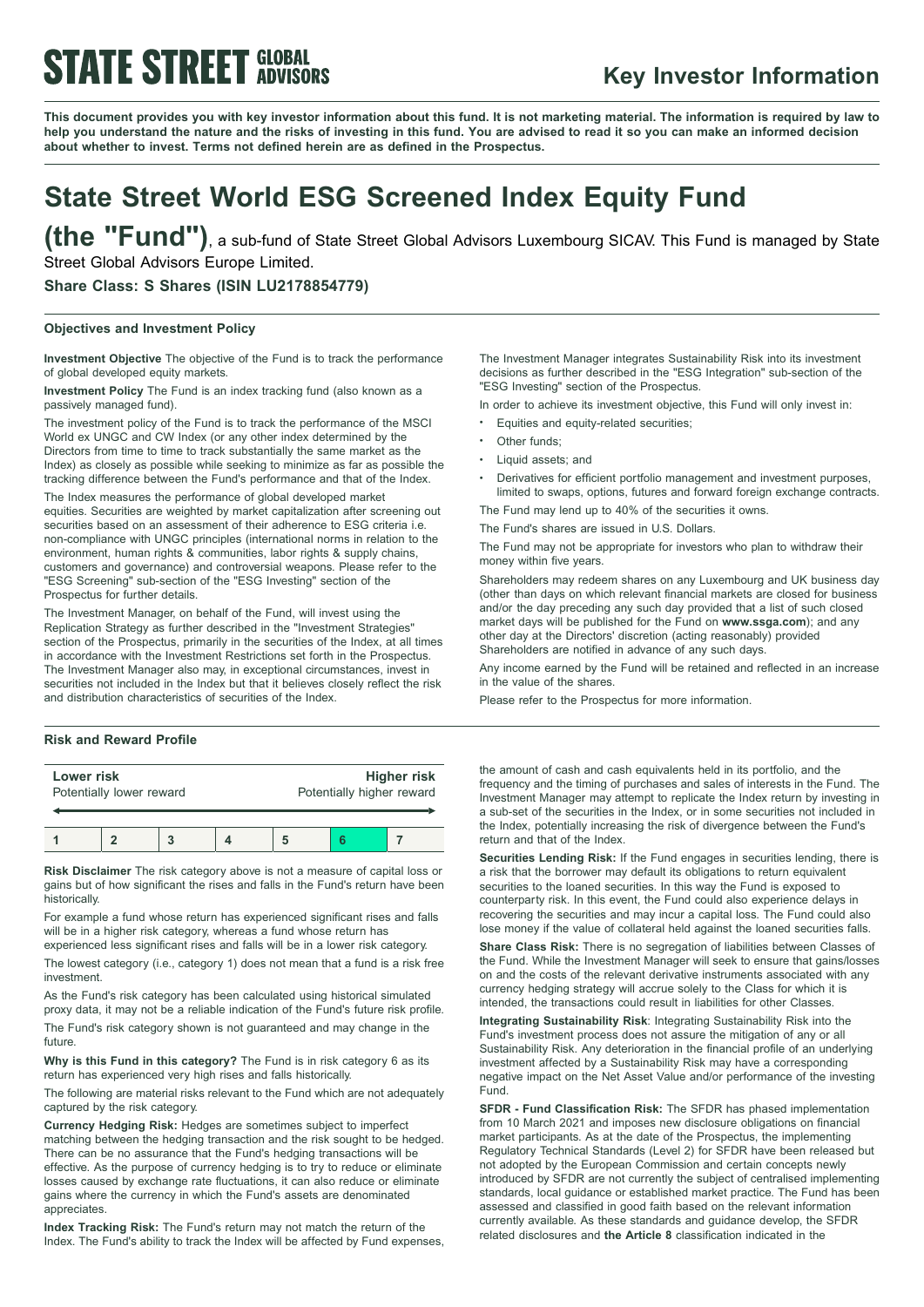# Key Investor Information

**This document provides you with key investor information about this fund. It is not marketing material. The information is required by law to help you understand the nature and the risks of investing in this fund. You are advised to read it so you can make an informed decision about whether to invest. Terms not defined herein are as defined in the Prospectus.**

# State Street World ESG Screened Index Equity Fund

**(the "Fund")**, a sub-fund of State Street Global Advisors Luxembourg SICAV. This Fund is managed by State Street Global Advisors Europe Limited.

**Share Class: S Shares (ISIN LU2178854779)**

### Objectives and Investment Policy

**Investment Objective** The objective of the Fund is to track the performance of global developed equity markets.

**Investment Policy** The Fund is an index tracking fund (also known as a passively managed fund).

The investment policy of the Fund is to track the performance of the MSCI World ex UNGC and CW Index (or any other index determined by the Directors from time to time to track substantially the same market as the Index) as closely as possible while seeking to minimize as far as possible the tracking difference between the Fund's performance and that of the Index.

The Index measures the performance of global developed market equities. Securities are weighted by market capitalization after screening out securities based on an assessment of their adherence to ESG criteria i.e. non-compliance with UNGC principles (international norms in relation to the environment, human rights & communities, labor rights & supply chains, customers and governance) and controversial weapons. Please refer to the "ESG Screening" sub-section of the "ESG Investing" section of the Prospectus for further details.

The Investment Manager, on behalf of the Fund, will invest using the Replication Strategy as further described in the "Investment Strategies" section of the Prospectus, primarily in the securities of the Index, at all times in accordance with the Investment Restrictions set forth in the Prospectus. The Investment Manager also may, in exceptional circumstances, invest in securities not included in the Index but that it believes closely reflect the risk and distribution characteristics of securities of the Index.

The Investment Manager integrates Sustainability Risk into its investment decisions as further described in the "ESG Integration" sub-section of the "ESG Investing" section of the Prospectus.

In order to achieve its investment objective, this Fund will only invest in:

- Equities and equity-related securities;
- Other funds;
- Liquid assets; and
- Derivatives for efficient portfolio management and investment purposes, limited to swaps, options, futures and forward foreign exchange contracts.

The Fund may lend up to 40% of the securities it owns.

The Fund's shares are issued in U.S. Dollars.

The Fund may not be appropriate for investors who plan to withdraw their money within five years.

Shareholders may redeem shares on any Luxembourg and UK business day (other than days on which relevant financial markets are closed for business and/or the day preceding any such day provided that a list of such closed market days will be published for the Fund on **www.ssga.com**); and any other day at the Directors' discretion (acting reasonably) provided Shareholders are notified in advance of any such days.

Any income earned by the Fund will be retained and reflected in an increase in the value of the shares.

Please refer to the Prospectus for more information.

### Risk and Reward Profile

| **Lower risk** Potentially lower reward | | | | | | **Higher risk** Potentially higher reward |
|---|---|---|---|---|---|---|
| 1 | 2 | 3 | 4 | 5 | **6** | 7 |

**Risk Disclaimer** The risk category above is not a measure of capital loss or gains but of how significant the rises and falls in the Fund's return have been historically.

For example a fund whose return has experienced significant rises and falls will be in a higher risk category, whereas a fund whose return has experienced less significant rises and falls will be in a lower risk category.

The lowest category (i.e., category 1) does not mean that a fund is a risk free investment.

As the Fund's risk category has been calculated using historical simulated proxy data, it may not be a reliable indication of the Fund's future risk profile.

The Fund's risk category shown is not guaranteed and may change in the future.

**Why is this Fund in this category?** The Fund is in risk category 6 as its return has experienced very high rises and falls historically.

The following are material risks relevant to the Fund which are not adequately captured by the risk category.

**Currency Hedging Risk:** Hedges are sometimes subject to imperfect matching between the hedging transaction and the risk sought to be hedged. There can be no assurance that the Fund's hedging transactions will be effective. As the purpose of currency hedging is to try to reduce or eliminate losses caused by exchange rate fluctuations, it can also reduce or eliminate gains where the currency in which the Fund's assets are denominated appreciates.

**Index Tracking Risk:** The Fund's return may not match the return of the Index. The Fund's ability to track the Index will be affected by Fund expenses, the amount of cash and cash equivalents held in its portfolio, and the frequency and the timing of purchases and sales of interests in the Fund. The Investment Manager may attempt to replicate the Index return by investing in a sub-set of the securities in the Index, or in some securities not included in the Index, potentially increasing the risk of divergence between the Fund's return and that of the Index.

**Securities Lending Risk:** If the Fund engages in securities lending, there is a risk that the borrower may default its obligations to return equivalent securities to the loaned securities. In this way the Fund is exposed to counterparty risk. In this event, the Fund could also experience delays in recovering the securities and may incur a capital loss. The Fund could also lose money if the value of collateral held against the loaned securities falls.

**Share Class Risk:** There is no segregation of liabilities between Classes of the Fund. While the Investment Manager will seek to ensure that gains/losses on and the costs of the relevant derivative instruments associated with any currency hedging strategy will accrue solely to the Class for which it is intended, the transactions could result in liabilities for other Classes.

**Integrating Sustainability Risk**: Integrating Sustainability Risk into the Fund's investment process does not assure the mitigation of any or all Sustainability Risk. Any deterioration in the financial profile of an underlying investment affected by a Sustainability Risk may have a corresponding negative impact on the Net Asset Value and/or performance of the investing Fund.

**SFDR - Fund Classification Risk:** The SFDR has phased implementation from 10 March 2021 and imposes new disclosure obligations on financial market participants. As at the date of the Prospectus, the implementing Regulatory Technical Standards (Level 2) for SFDR have been released but not adopted by the European Commission and certain concepts newly introduced by SFDR are not currently the subject of centralised implementing standards, local guidance or established market practice. The Fund has been assessed and classified in good faith based on the relevant information currently available. As these standards and guidance develop, the SFDR related disclosures and **the Article 8** classification indicated in the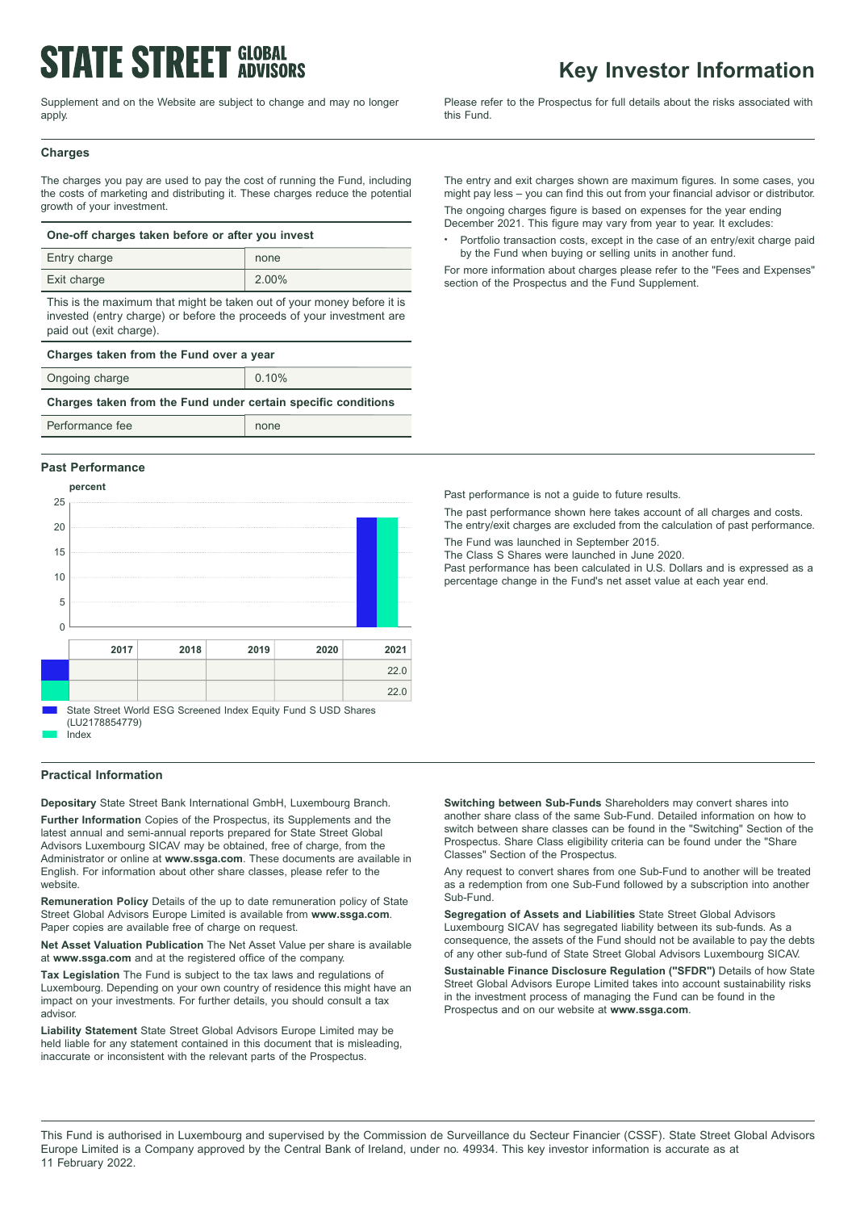Supplement and on the Website are subject to change and may no longer apply.

Please refer to the Prospectus for full details about the risks associated with this Fund.

## Charges

The charges you pay are used to pay the cost of running the Fund, including the costs of marketing and distributing it. These charges reduce the potential growth of your investment.

| One-off charges taken before or after you invest | |
|---|---|
| Entry charge | none |
| Exit charge | 2.00% |

This is the maximum that might be taken out of your money before it is invested (entry charge) or before the proceeds of your investment are paid out (exit charge).

| Charges taken from the Fund over a year | |
|---|---|
| Ongoing charge | 0.10% |

| Charges taken from the Fund under certain specific conditions | |
|---|---|
| Performance fee | none |

The entry and exit charges shown are maximum figures. In some cases, you might pay less – you can find this out from your financial advisor or distributor.

The ongoing charges figure is based on expenses for the year ending December 2021. This figure may vary from year to year. It excludes:

- Portfolio transaction costs, except in the case of an entry/exit charge paid by the Fund when buying or selling units in another fund.

For more information about charges please refer to the "Fees and Expenses" section of the Prospectus and the Fund Supplement.

## Past Performance

percent

25
20
15
10
5
0

| | 2017 | 2018 | 2019 | 2020 | 2021 |
|---|---|---|---|---|---|
| Fund | | | | | 22.0 |
| Index | | | | | 22.0 |

State Street World ESG Screened Index Equity Fund S USD Shares (LU2178854779)

Index

Past performance is not a guide to future results.

The past performance shown here takes account of all charges and costs. The entry/exit charges are excluded from the calculation of past performance.

The Fund was launched in September 2015.
The Class S Shares were launched in June 2020.
Past performance has been calculated in U.S. Dollars and is expressed as a percentage change in the Fund's net asset value at each year end.

## Practical Information

**Depositary** State Street Bank International GmbH, Luxembourg Branch.

**Further Information** Copies of the Prospectus, its Supplements and the latest annual and semi-annual reports prepared for State Street Global Advisors Luxembourg SICAV may be obtained, free of charge, from the Administrator or online at **www.ssga.com**. These documents are available in English. For information about other share classes, please refer to the website.

**Remuneration Policy** Details of the up to date remuneration policy of State Street Global Advisors Europe Limited is available from **www.ssga.com**. Paper copies are available free of charge on request.

**Net Asset Valuation Publication** The Net Asset Value per share is available at **www.ssga.com** and at the registered office of the company.

**Tax Legislation** The Fund is subject to the tax laws and regulations of Luxembourg. Depending on your own country of residence this might have an impact on your investments. For further details, you should consult a tax advisor.

**Liability Statement** State Street Global Advisors Europe Limited may be held liable for any statement contained in this document that is misleading, inaccurate or inconsistent with the relevant parts of the Prospectus.

**Switching between Sub-Funds** Shareholders may convert shares into another share class of the same Sub-Fund. Detailed information on how to switch between share classes can be found in the "Switching" Section of the Prospectus. Share Class eligibility criteria can be found under the "Share Classes" Section of the Prospectus.

Any request to convert shares from one Sub-Fund to another will be treated as a redemption from one Sub-Fund followed by a subscription into another Sub-Fund.

**Segregation of Assets and Liabilities** State Street Global Advisors Luxembourg SICAV has segregated liability between its sub-funds. As a consequence, the assets of the Fund should not be available to pay the debts of any other sub-fund of State Street Global Advisors Luxembourg SICAV.

**Sustainable Finance Disclosure Regulation ("SFDR")** Details of how State Street Global Advisors Europe Limited takes into account sustainability risks in the investment process of managing the Fund can be found in the Prospectus and on our website at **www.ssga.com**.

This Fund is authorised in Luxembourg and supervised by the Commission de Surveillance du Secteur Financier (CSSF). State Street Global Advisors Europe Limited is a Company approved by the Central Bank of Ireland, under no. 49934. This key investor information is accurate as at 11 February 2022.